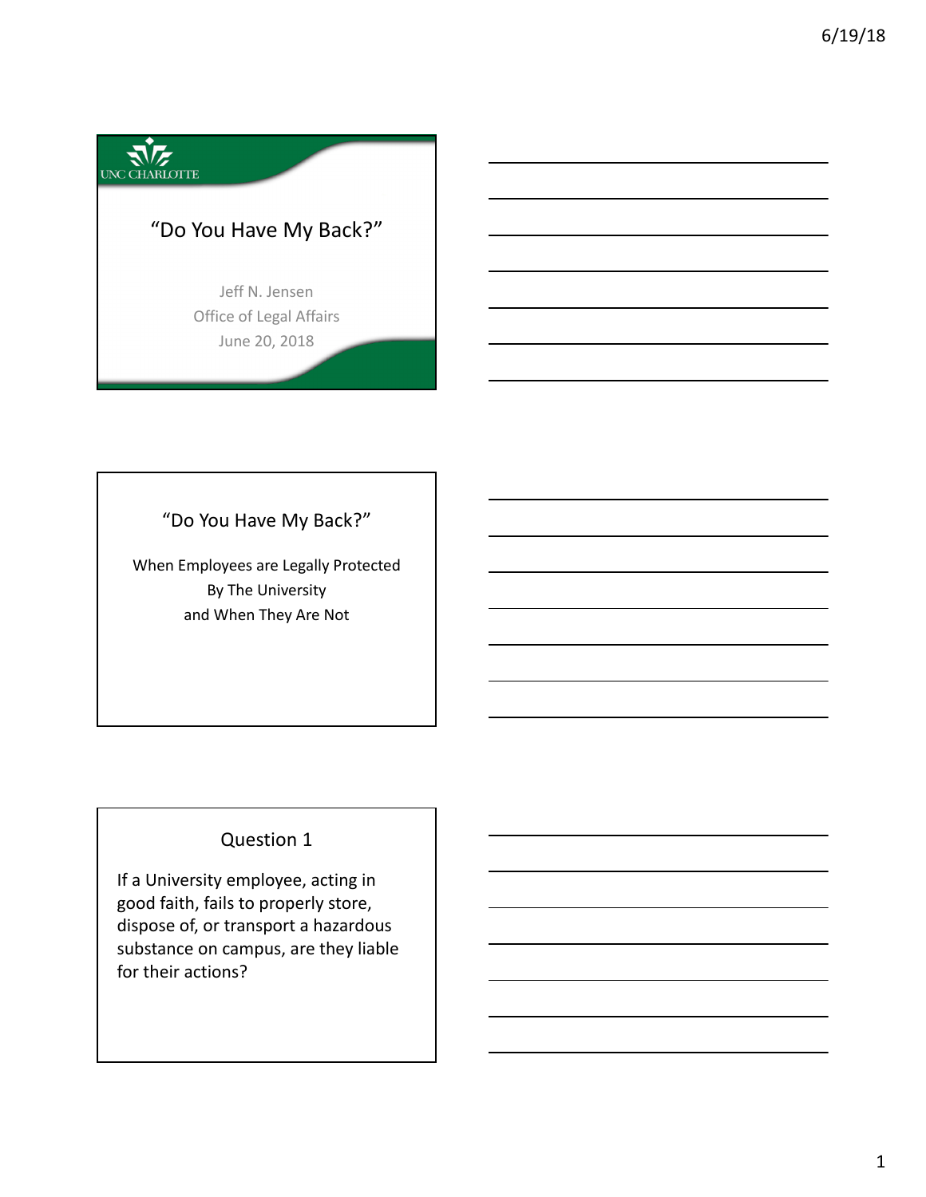UNC CHARLOTTE

# "Do You Have My Back?"

Jeff N. Jensen
Office of Legal Affairs
June 20, 2018

## "Do You Have My Back?"

When Employees are Legally Protected
By The University
and When They Are Not

## Question 1

If a University employee, acting in good faith, fails to properly store, dispose of, or transport a hazardous substance on campus, are they liable for their actions?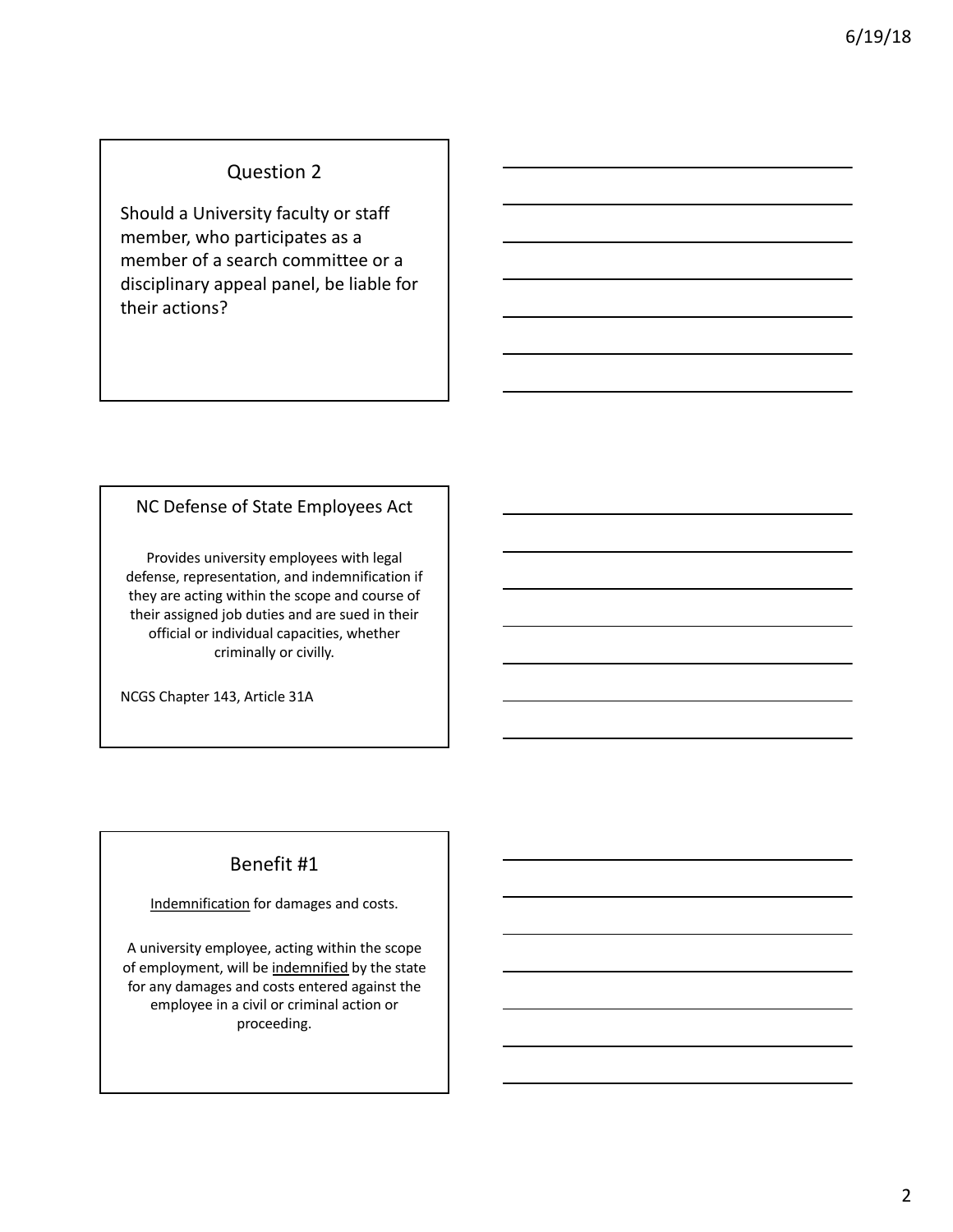## Question 2

Should a University faculty or staff member, who participates as a member of a search committee or a disciplinary appeal panel, be liable for their actions?

## NC Defense of State Employees Act

Provides university employees with legal defense, representation, and indemnification if they are acting within the scope and course of their assigned job duties and are sued in their official or individual capacities, whether criminally or civilly.

NCGS Chapter 143, Article 31A

## Benefit #1

<u>Indemnification</u> for damages and costs.

A university employee, acting within the scope of employment, will be <u>indemnified</u> by the state for any damages and costs entered against the employee in a civil or criminal action or proceeding.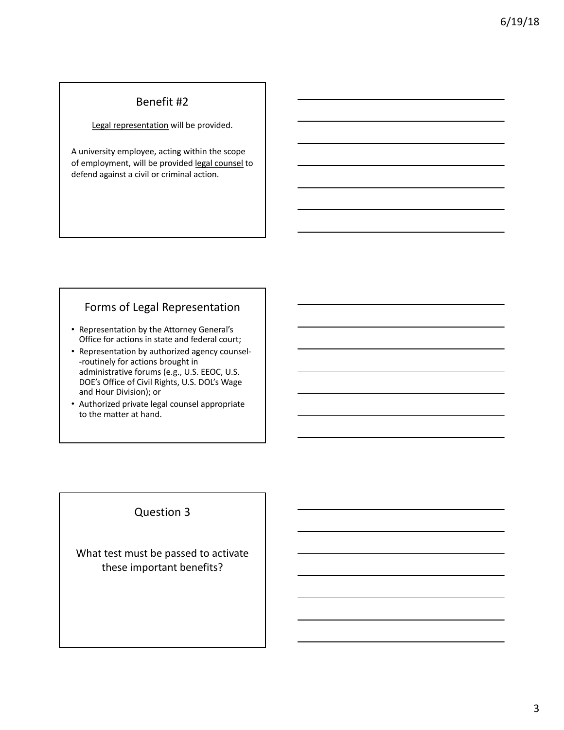## Benefit #2

Legal representation will be provided.

A university employee, acting within the scope of employment, will be provided legal counsel to defend against a civil or criminal action.

## Forms of Legal Representation

- Representation by the Attorney General's Office for actions in state and federal court;
- Representation by authorized agency counsel--routinely for actions brought in administrative forums (e.g., U.S. EEOC, U.S. DOE's Office of Civil Rights, U.S. DOL's Wage and Hour Division); or
- Authorized private legal counsel appropriate to the matter at hand.

## Question 3

What test must be passed to activate these important benefits?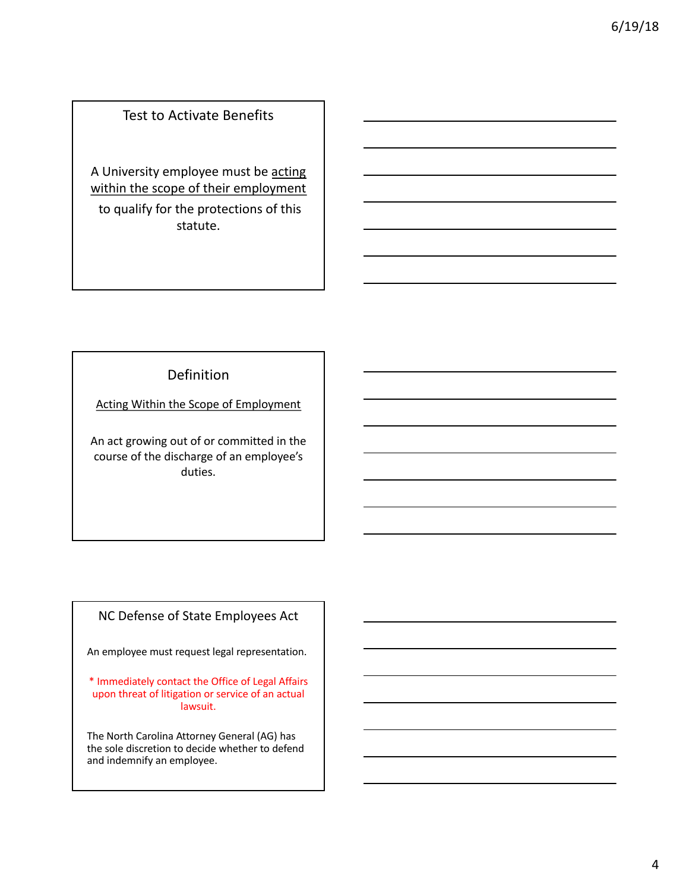## Test to Activate Benefits

A University employee must be acting within the scope of their employment to qualify for the protections of this statute.

## Definition

Acting Within the Scope of Employment

An act growing out of or committed in the course of the discharge of an employee's duties.

## NC Defense of State Employees Act

An employee must request legal representation.

* Immediately contact the Office of Legal Affairs upon threat of litigation or service of an actual lawsuit.

The North Carolina Attorney General (AG) has the sole discretion to decide whether to defend and indemnify an employee.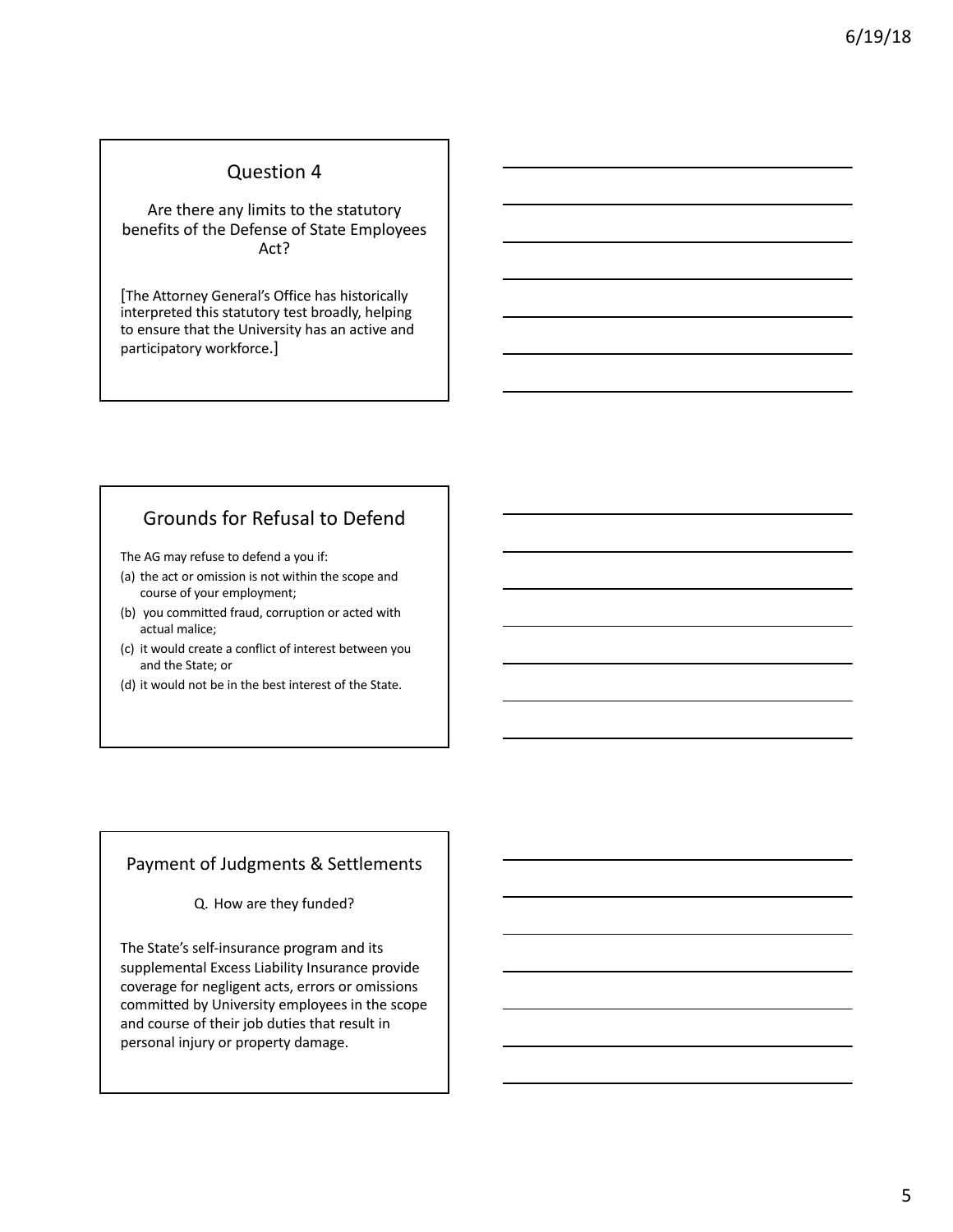## Question 4

Are there any limits to the statutory benefits of the Defense of State Employees Act?

[The Attorney General's Office has historically interpreted this statutory test broadly, helping to ensure that the University has an active and participatory workforce.]

## Grounds for Refusal to Defend

The AG may refuse to defend a you if:

(a) the act or omission is not within the scope and course of your employment;

(b) you committed fraud, corruption or acted with actual malice;

(c) it would create a conflict of interest between you and the State; or

(d) it would not be in the best interest of the State.

## Payment of Judgments & Settlements

Q. How are they funded?

The State's self-insurance program and its supplemental Excess Liability Insurance provide coverage for negligent acts, errors or omissions committed by University employees in the scope and course of their job duties that result in personal injury or property damage.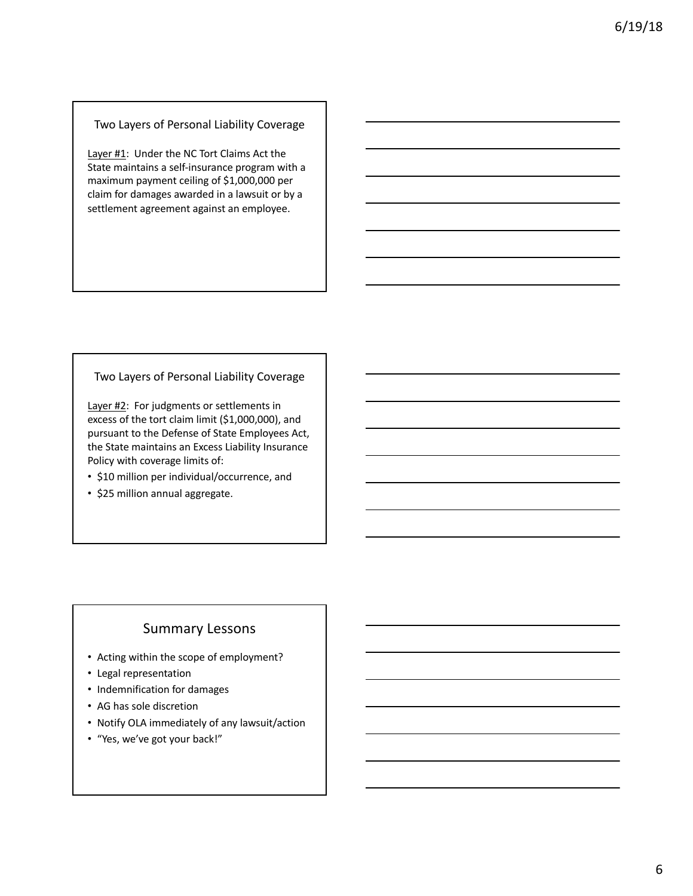## Two Layers of Personal Liability Coverage

Layer #1: Under the NC Tort Claims Act the State maintains a self-insurance program with a maximum payment ceiling of $1,000,000 per claim for damages awarded in a lawsuit or by a settlement agreement against an employee.

## Two Layers of Personal Liability Coverage

Layer #2: For judgments or settlements in excess of the tort claim limit ($1,000,000), and pursuant to the Defense of State Employees Act, the State maintains an Excess Liability Insurance Policy with coverage limits of:

- $10 million per individual/occurrence, and
- $25 million annual aggregate.

## Summary Lessons

- Acting within the scope of employment?
- Legal representation
- Indemnification for damages
- AG has sole discretion
- Notify OLA immediately of any lawsuit/action
- “Yes, we’ve got your back!”